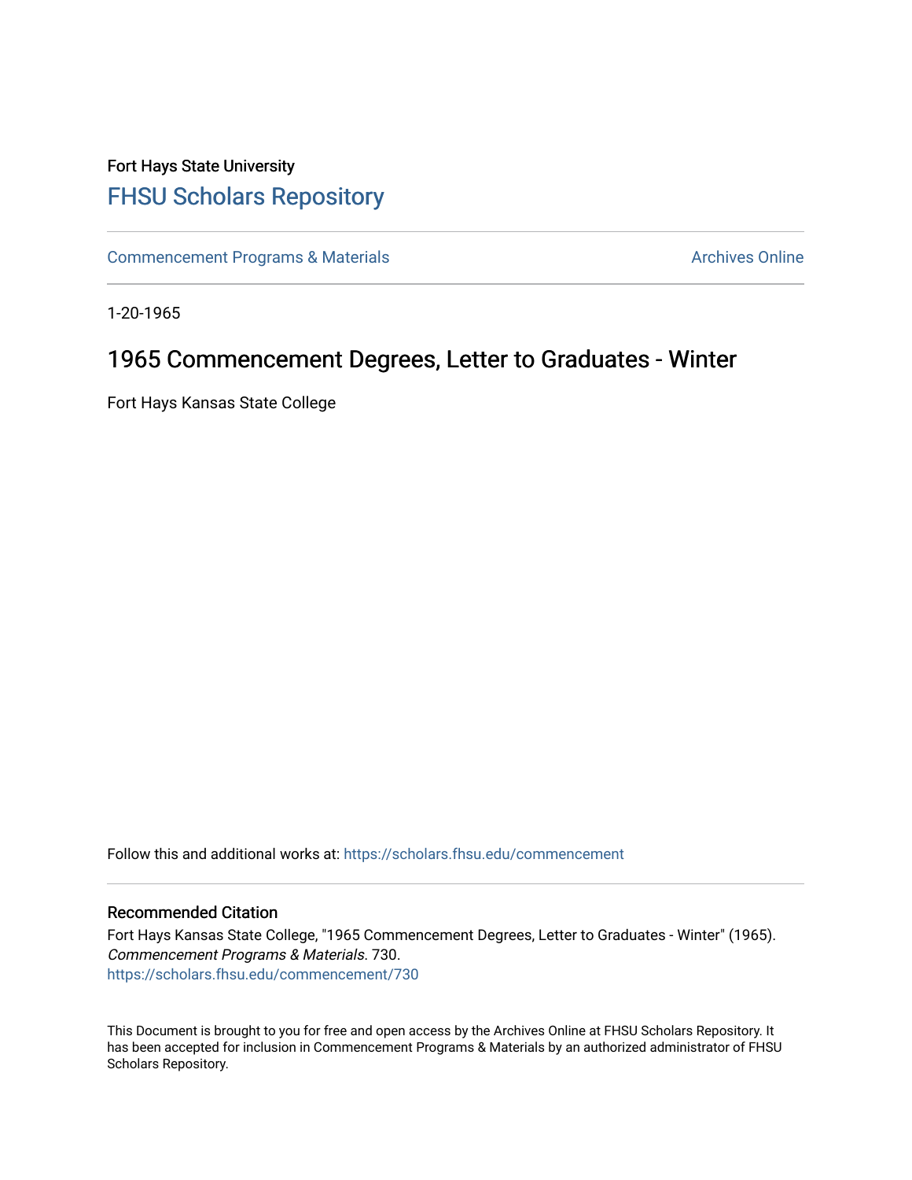Fort Hays State University

# FHSU Scholars Repository

Commencement Programs & Materials

Archives Online

1-20-1965

## 1965 Commencement Degrees, Letter to Graduates - Winter

Fort Hays Kansas State College

Follow this and additional works at: https://scholars.fhsu.edu/commencement

### Recommended Citation

Fort Hays Kansas State College, "1965 Commencement Degrees, Letter to Graduates - Winter" (1965). *Commencement Programs & Materials*. 730.
https://scholars.fhsu.edu/commencement/730

This Document is brought to you for free and open access by the Archives Online at FHSU Scholars Repository. It has been accepted for inclusion in Commencement Programs & Materials by an authorized administrator of FHSU Scholars Repository.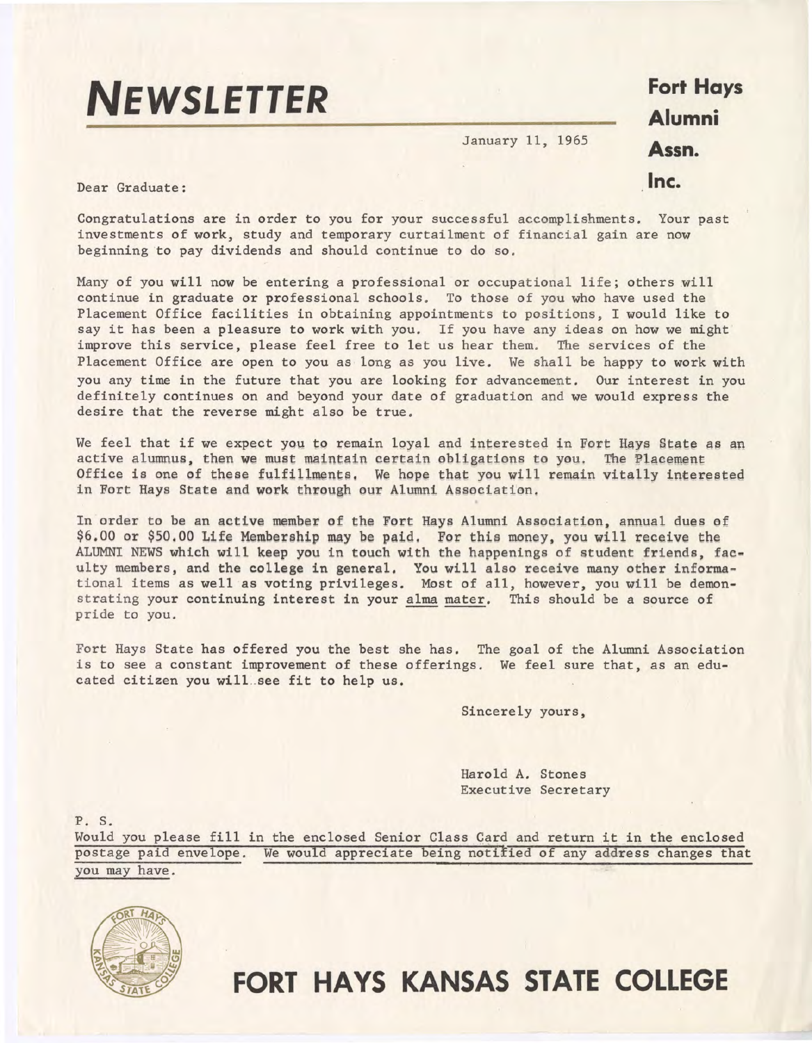# NEWSLETTER

**Fort Hays Alumni Assn. Inc.**

January 11, 1965

Dear Graduate:

Congratulations are in order to you for your successful accomplishments. Your past investments of work, study and temporary curtailment of financial gain are now beginning to pay dividends and should continue to do so.

Many of you will now be entering a professional or occupational life; others will continue in graduate or professional schools. To those of you who have used the Placement Office facilities in obtaining appointments to positions, I would like to say it has been a pleasure to work with you. If you have any ideas on how we might improve this service, please feel free to let us hear them. The services of the Placement Office are open to you as long as you live. We shall be happy to work with you any time in the future that you are looking for advancement. Our interest in you definitely continues on and beyond your date of graduation and we would express the desire that the reverse might also be true.

We feel that if we expect you to remain loyal and interested in Fort Hays State as an active alumnus, then we must maintain certain obligations to you. The Placement Office is one of these fulfillments. We hope that you will remain vitally interested in Fort Hays State and work through our Alumni Association.

In order to be an active member of the Fort Hays Alumni Association, annual dues of $6.00 or $50.00 Life Membership may be paid. For this money, you will receive the ALUMNI NEWS which will keep you in touch with the happenings of student friends, faculty members, and the college in general. You will also receive many other informational items as well as voting privileges. Most of all, however, you will be demonstrating your continuing interest in your alma mater. This should be a source of pride to you.

Fort Hays State has offered you the best she has. The goal of the Alumni Association is to see a constant improvement of these offerings. We feel sure that, as an educated citizen you will see fit to help us.

Sincerely yours,

Harold A. Stones
Executive Secretary

P. S.
Would you please fill in the enclosed Senior Class Card and return it in the enclosed postage paid envelope. We would appreciate being notified of any address changes that you may have.

**FORT HAYS KANSAS STATE COLLEGE**